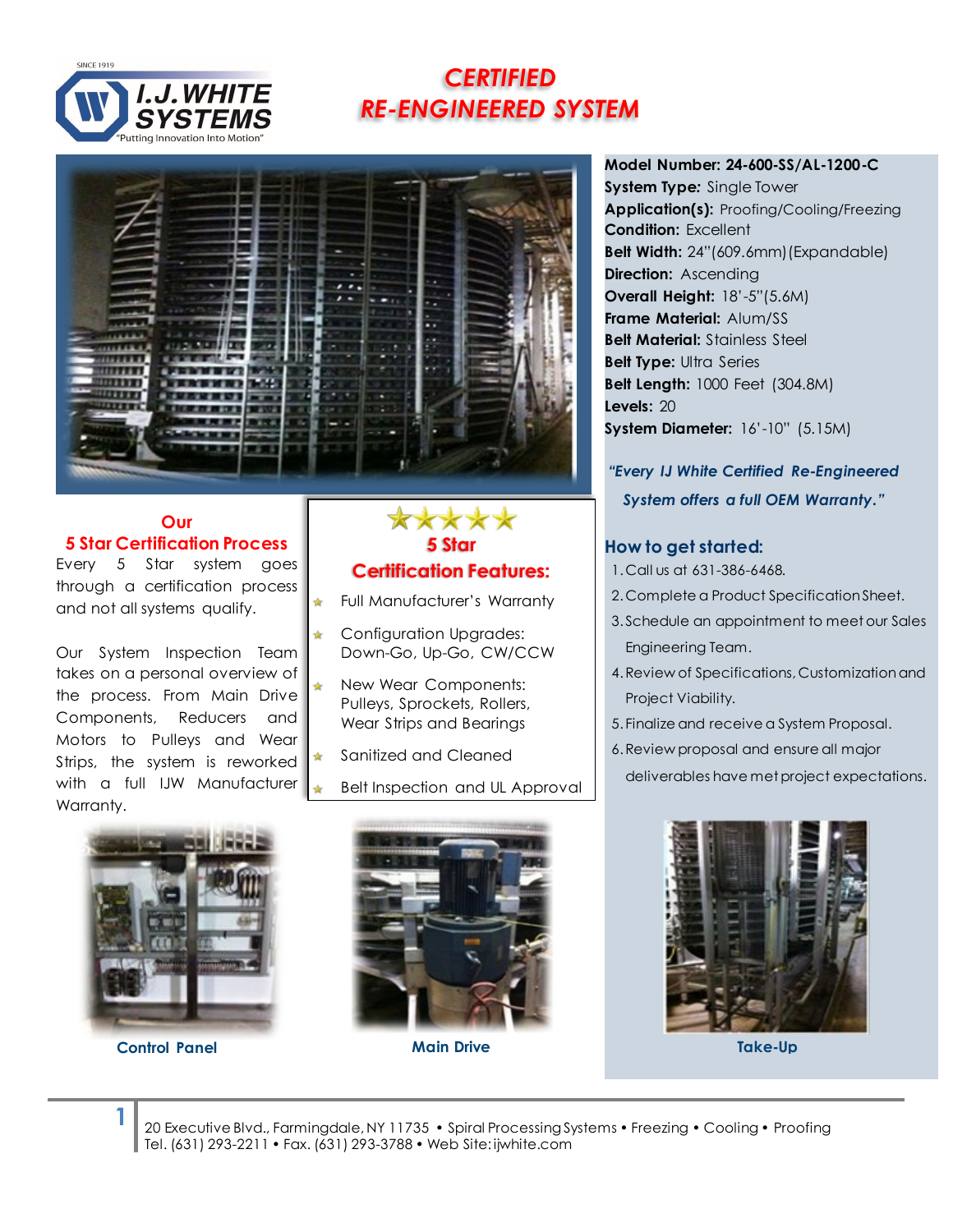I.J. WHITE SYSTEMS
SINCE 1919
"Putting Innovation Into Motion"

# CERTIFIED RE-ENGINEERED SYSTEM

**Model Number: 24-600-SS/AL-1200-C**
**System Type:** Single Tower
**Application(s):** Proofing/Cooling/Freezing
**Condition:** Excellent
**Belt Width:** 24"(609.6mm) (Expandable)
**Direction:** Ascending
**Overall Height:** 18'-5"(5.6M)
**Frame Material:** Alum/SS
**Belt Material:** Stainless Steel
**Belt Type:** Ultra Series
**Belt Length:** 1000 Feet (304.8M)
**Levels:** 20
**System Diameter:** 16'-10" (5.15M)

*"Every IJ White Certified Re-Engineered System offers a full OEM Warranty."*

## Our 5 Star Certification Process

Every 5 Star system goes through a certification process and not all systems qualify.

Our System Inspection Team takes on a personal overview of the process. From Main Drive Components, Reducers and Motors to Pulleys and Wear Strips, the system is reworked with a full IJW Manufacturer Warranty.

## 5 Star Certification Features:

- Full Manufacturer's Warranty
- Configuration Upgrades: Down-Go, Up-Go, CW/CCW
- New Wear Components: Pulleys, Sprockets, Rollers, Wear Strips and Bearings
- Sanitized and Cleaned
- Belt Inspection and UL Approval

## How to get started:

1. Call us at 631-386-6468.
2. Complete a Product Specification Sheet.
3. Schedule an appointment to meet our Sales Engineering Team.
4. Review of Specifications, Customization and Project Viability.
5. Finalize and receive a System Proposal.
6. Review proposal and ensure all major deliverables have met project expectations.

Control Panel

Main Drive

Take-Up

20 Executive Blvd., Farmingdale, NY 11735 • Spiral Processing Systems • Freezing • Cooling • Proofing
Tel. (631) 293-2211 • Fax. (631) 293-3788 • Web Site: ijwhite.com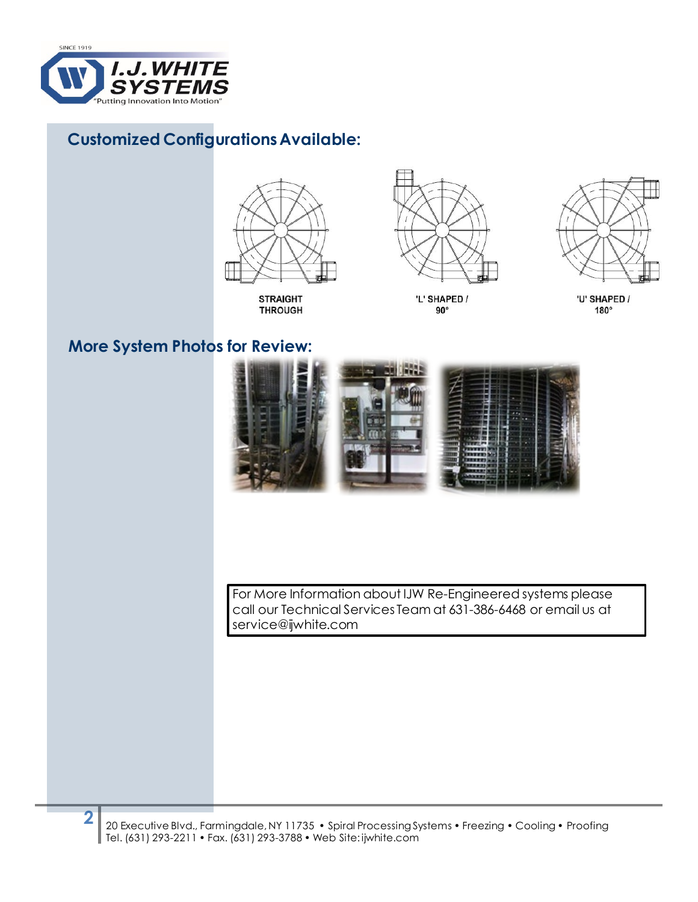## Customized Configurations Available:

STRAIGHT THROUGH

'L' SHAPED / 90°

'U' SHAPED / 180°

## More System Photos for Review:

For More Information about IJW Re-Engineered systems please call our Technical Services Team at 631-386-6468 or email us at service@ijwhite.com